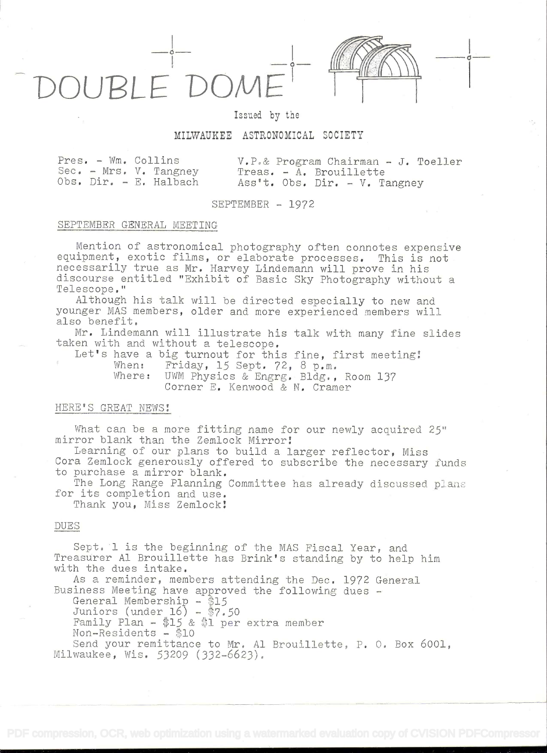# DOUBLE DOME

Issued by the

MILWAUKEE ASTRONOMICAL SOCIETY

Pres. - Wm. Collins
Sec. - Mrs. V. Tangney
Obs. Dir. - E. Halbach

V.P.& Program Chairman - J. Toeller
Treas. - A. Brouillette
Ass't. Obs. Dir. - V. Tangney

SEPTEMBER - 1972

## SEPTEMBER GENERAL MEETING

Mention of astronomical photography often connotes expensive equipment, exotic films, or elaborate processes. This is not necessarily true as Mr. Harvey Lindemann will prove in his discourse entitled "Exhibit of Basic Sky Photography without a Telescope."

Although his talk will be directed especially to new and younger MAS members, older and more experienced members will also benefit.

Mr. Lindemann will illustrate his talk with many fine slides taken with and without a telescope.

Let's have a big turnout for this fine, first meeting!

When: Friday, 15 Sept. 72, 8 p.m.
Where: UWM Physics & Engrg. Bldg., Room 137
Corner E. Kenwood & N. Cramer

## HERE'S GREAT NEWS!

What can be a more fitting name for our newly acquired 25" mirror blank than the Zemlock Mirror!

Learning of our plans to build a larger reflector, Miss Cora Zemlock generously offered to subscribe the necessary funds to purchase a mirror blank.

The Long Range Planning Committee has already discussed plans for its completion and use.

Thank you, Miss Zemlock!

## DUES

Sept. 1 is the beginning of the MAS Fiscal Year, and Treasurer Al Brouillette has Brink's standing by to help him with the dues intake.

As a reminder, members attending the Dec. 1972 General Business Meeting have approved the following dues -

General Membership - $15
Juniors (under 16) - $7.50
Family Plan - $15 & $1 per extra member
Non-Residents - $10

Send your remittance to Mr. Al Brouillette, P. O. Box 6001, Milwaukee, Wis. 53209 (332-6623).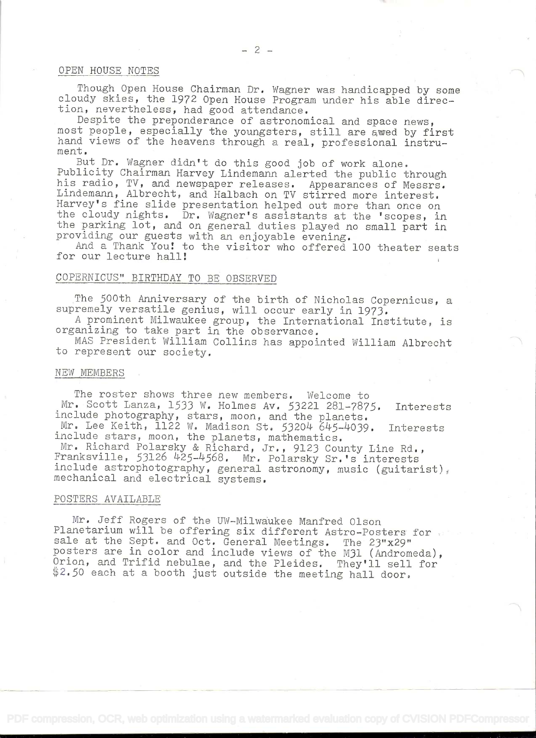## OPEN HOUSE NOTES

Though Open House Chairman Dr. Wagner was handicapped by some cloudy skies, the 1972 Open House Program under his able direction, nevertheless, had good attendance.

Despite the preponderance of astronomical and space news, most people, especially the youngsters, still are awed by first hand views of the heavens through a real, professional instrument.

But Dr. Wagner didn't do this good job of work alone. Publicity Chairman Harvey Lindemann alerted the public through his radio, TV, and newspaper releases. Appearances of Messrs. Lindemann, Albrecht, and Halbach on TV stirred more interest. Harvey's fine slide presentation helped out more than once on the cloudy nights. Dr. Wagner's assistants at the 'scopes, in the parking lot, and on general duties played no small part in providing our guests with an enjoyable evening.

And a Thank You! to the visitor who offered 100 theater seats for our lecture hall!

## COPERNICUS" BIRTHDAY TO BE OBSERVED

The 500th Anniversary of the birth of Nicholas Copernicus, a supremely versatile genius, will occur early in 1973.

A prominent Milwaukee group, the International Institute, is organizing to take part in the observance.

MAS President William Collins has appointed William Albrecht to represent our society.

## NEW MEMBERS

The roster shows three new members. Welcome to

Mr. Scott Lanza, 1533 W. Holmes Av. 53221 281-7875. Interests include photography, stars, moon, and the planets.

Mr. Lee Keith, 1122 W. Madison St. 53204 645-4039. Interests include stars, moon, the planets, mathematics.

Mr. Richard Polarsky & Richard, Jr., 9123 County Line Rd., Franksville, 53126 425-4568. Mr. Polarsky Sr.'s interests include astrophotography, general astronomy, music (guitarist), mechanical and electrical systems.

## POSTERS AVAILABLE

Mr. Jeff Rogers of the UW-Milwaukee Manfred Olson Planetarium will be offering six different Astro-Posters for sale at the Sept. and Oct. General Meetings. The 23"x29" posters are in color and include views of the M31 (Andromeda), Orion, and Trifid nebulae, and the Pleides. They'll sell for $2.50 each at a booth just outside the meeting hall door.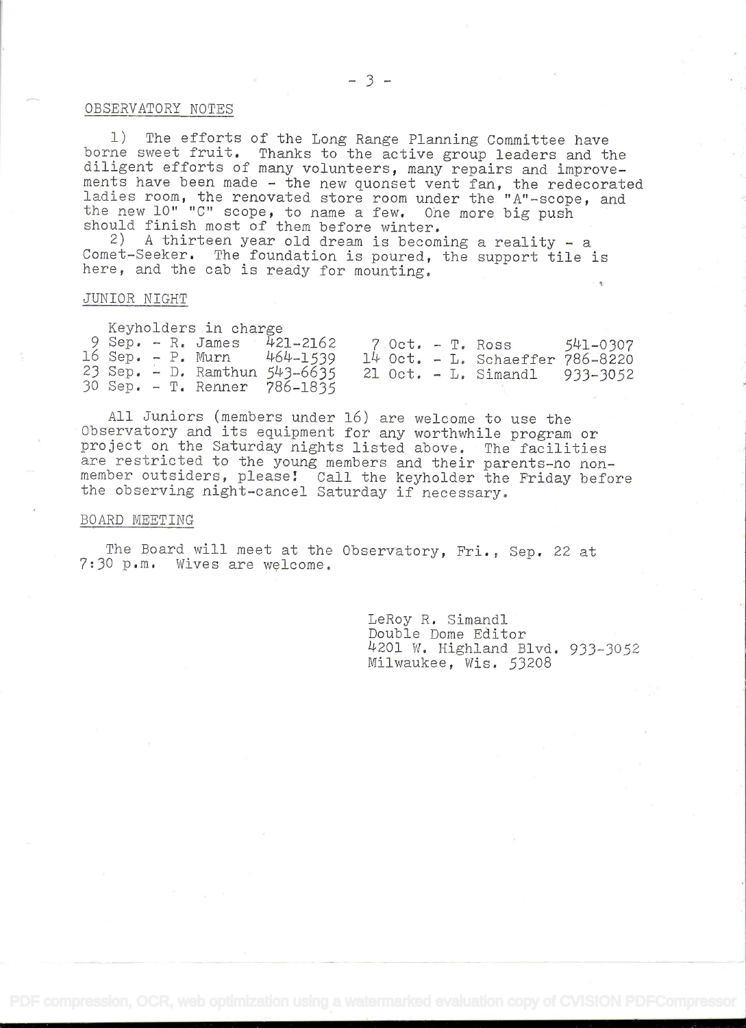## OBSERVATORY NOTES

1) The efforts of the Long Range Planning Committee have borne sweet fruit. Thanks to the active group leaders and the diligent efforts of many volunteers, many repairs and improvements have been made - the new quonset vent fan, the redecorated ladies room, the renovated store room under the "A"-scope, and the new 10" "C" scope, to name a few. One more big push should finish most of them before winter.

2) A thirteen year old dream is becoming a reality - a Comet-Seeker. The foundation is poured, the support tile is here, and the cab is ready for mounting.

## JUNIOR NIGHT

Keyholders in charge

| | | | | | |
|---|---|---|---|---|---|
| 9 Sep. | R. James | 421-2162 | 7 Oct. | T. Ross | 541-0307 |
| 16 Sep. | P. Murn | 464-1539 | 14 Oct. | L. Schaeffer | 786-8220 |
| 23 Sep. | D. Ramthun | 543-6635 | 21 Oct. | L. Simandl | 933-3052 |
| 30 Sep. | T. Renner | 786-1835 | | | |

All Juniors (members under 16) are welcome to use the Observatory and its equipment for any worthwhile program or project on the Saturday nights listed above. The facilities are restricted to the young members and their parents-no non-member outsiders, please! Call the keyholder the Friday before the observing night-cancel Saturday if necessary.

## BOARD MEETING

The Board will meet at the Observatory, Fri., Sep. 22 at 7:30 p.m. Wives are welcome.

LeRoy R. Simandl
Double Dome Editor
4201 W. Highland Blvd. 933-3052
Milwaukee, Wis. 53208